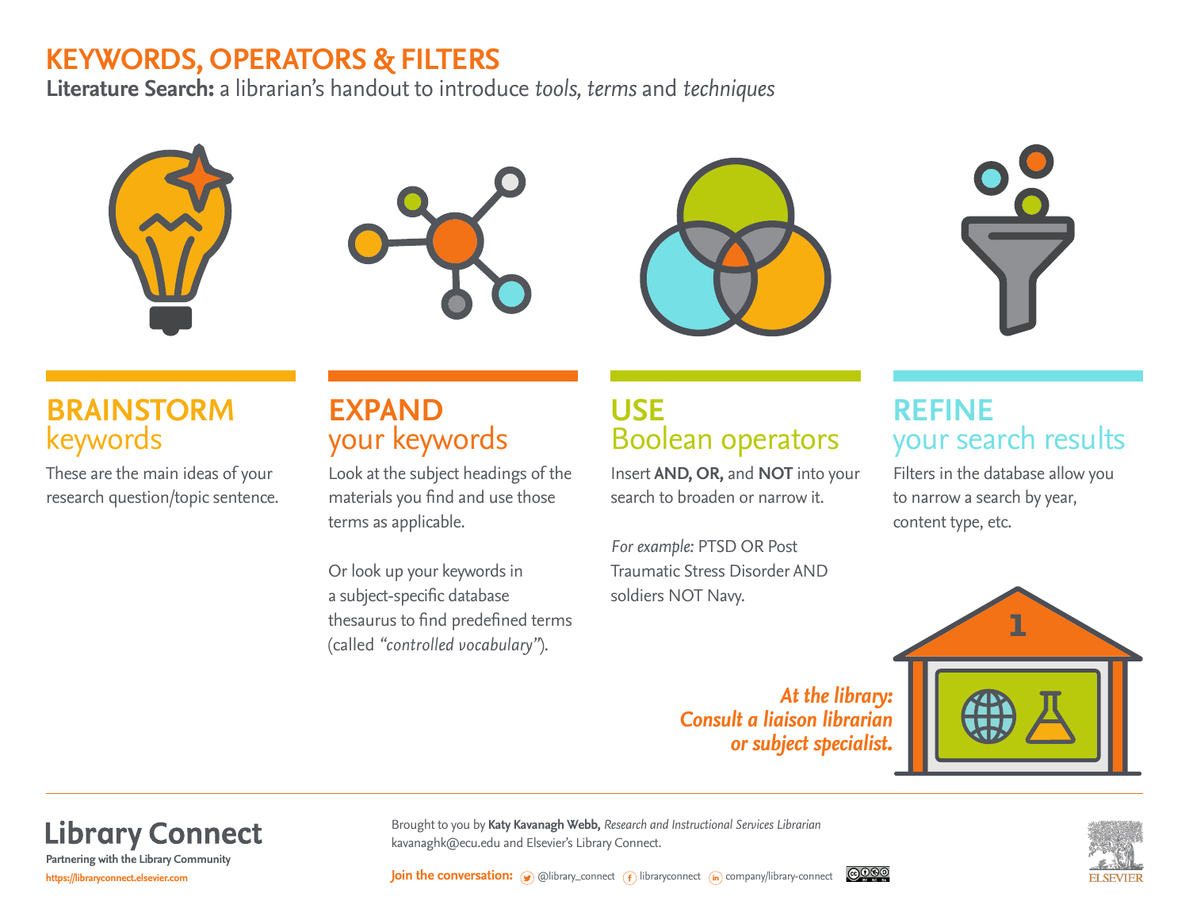# KEYWORDS, OPERATORS & FILTERS

**Literature Search:** a librarian's handout to introduce *tools, terms* and *techniques*

## BRAINSTORM keywords

These are the main ideas of your research question/topic sentence.

## EXPAND your keywords

Look at the subject headings of the materials you find and use those terms as applicable.

Or look up your keywords in a subject-specific database thesaurus to find predefined terms (called *"controlled vocabulary"*).

## USE Boolean operators

Insert **AND, OR,** and **NOT** into your search to broaden or narrow it.

*For example:* PTSD OR Post Traumatic Stress Disorder AND soldiers NOT Navy.

## REFINE your search results

Filters in the database allow you to narrow a search by year, content type, etc.

***At the library: Consult a liaison librarian or subject specialist.***

---

**Library Connect**
Partnering with the Library Community
https://libraryconnect.elsevier.com

Brought to you by **Katy Kavanagh Webb,** *Research and Instructional Services Librarian*
kavanaghk@ecu.edu and Elsevier's Library Connect.

**Join the conversation:** @library_connect libraryconnect company/library-connect

ELSEVIER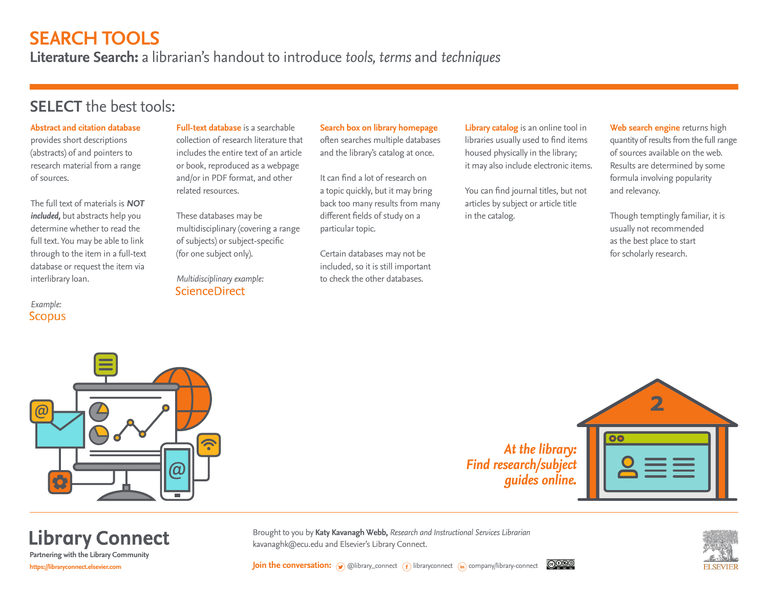# SEARCH TOOLS

**Literature Search:** a librarian's handout to introduce *tools, terms* and *techniques*

## SELECT the best tools:

**Abstract and citation database** provides short descriptions (abstracts) of and pointers to research material from a range of sources.

The full text of materials is ***NOT included,*** but abstracts help you determine whether to read the full text. You may be able to link through to the item in a full-text database or request the item via interlibrary loan.

*Example:*
Scopus

**Full-text database** is a searchable collection of research literature that includes the entire text of an article or book, reproduced as a webpage and/or in PDF format, and other related resources.

These databases may be multidisciplinary (covering a range of subjects) or subject-specific (for one subject only).

*Multidisciplinary example:*
ScienceDirect

**Search box on library homepage** often searches multiple databases and the library's catalog at once.

It can find a lot of research on a topic quickly, but it may bring back too many results from many different fields of study on a particular topic.

Certain databases may not be included, so it is still important to check the other databases.

**Library catalog** is an online tool in libraries usually used to find items housed physically in the library; it may also include electronic items.

You can find journal titles, but not articles by subject or article title in the catalog.

**Web search engine** returns high quantity of results from the full range of sources available on the web. Results are determined by some formula involving popularity and relevancy.

Though temptingly familiar, it is usually not recommended as the best place to start for scholarly research.

***At the library: Find research/subject guides online.***

Library Connect
Partnering with the Library Community
https://libraryconnect.elsevier.com

Brought to you by **Katy Kavanagh Webb,** *Research and Instructional Services Librarian*
kavanaghk@ecu.edu and Elsevier's Library Connect.

**Join the conversation:** @library_connect libraryconnect company/library-connect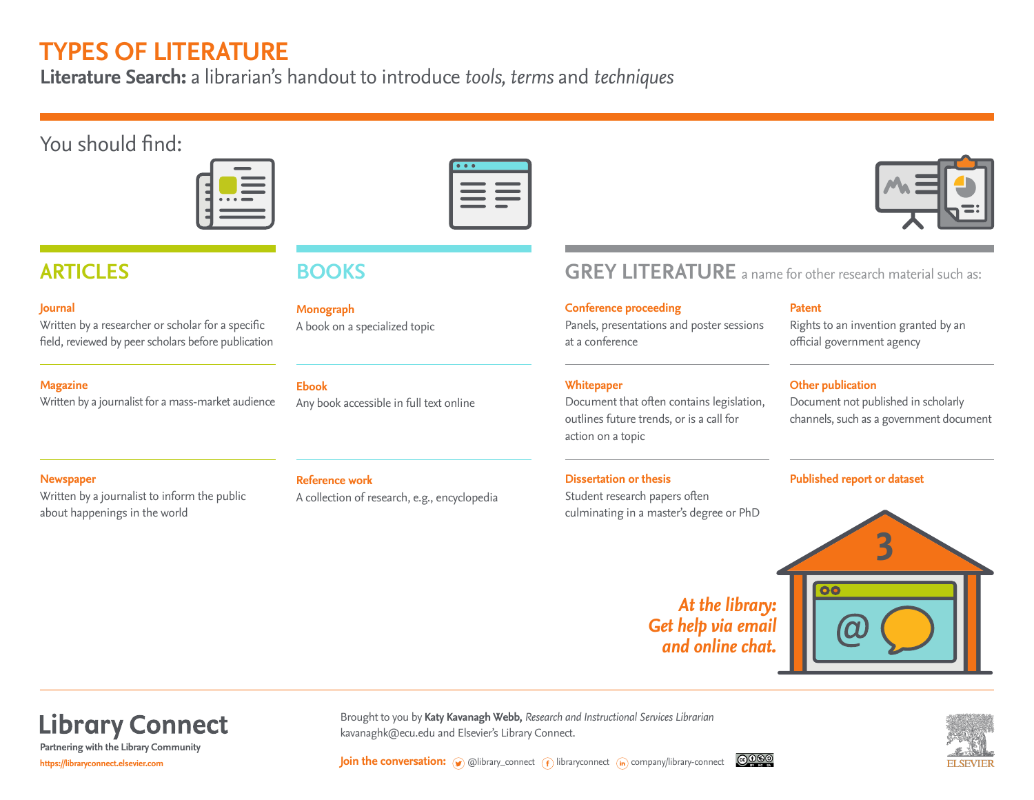# TYPES OF LITERATURE

**Literature Search:** a librarian's handout to introduce *tools, terms* and *techniques*

You should find:

## ARTICLES

**Journal**
Written by a researcher or scholar for a specific field, reviewed by peer scholars before publication

**Magazine**
Written by a journalist for a mass-market audience

**Newspaper**
Written by a journalist to inform the public about happenings in the world

## BOOKS

**Monograph**
A book on a specialized topic

**Ebook**
Any book accessible in full text online

**Reference work**
A collection of research, e.g., encyclopedia

## GREY LITERATURE a name for other research material such as:

**Conference proceeding**
Panels, presentations and poster sessions at a conference

**Patent**
Rights to an invention granted by an official government agency

**Whitepaper**
Document that often contains legislation, outlines future trends, or is a call for action on a topic

**Other publication**
Document not published in scholarly channels, such as a government document

**Dissertation or thesis**
Student research papers often culminating in a master's degree or PhD

**Published report or dataset**

***At the library: Get help via email and online chat.***

---

**Library Connect**
Partnering with the Library Community
https://libraryconnect.elsevier.com

Brought to you by **Katy Kavanagh Webb,** *Research and Instructional Services Librarian*
kavanaghk@ecu.edu and Elsevier's Library Connect.

**Join the conversation:** @library_connect libraryconnect company/library-connect

ELSEVIER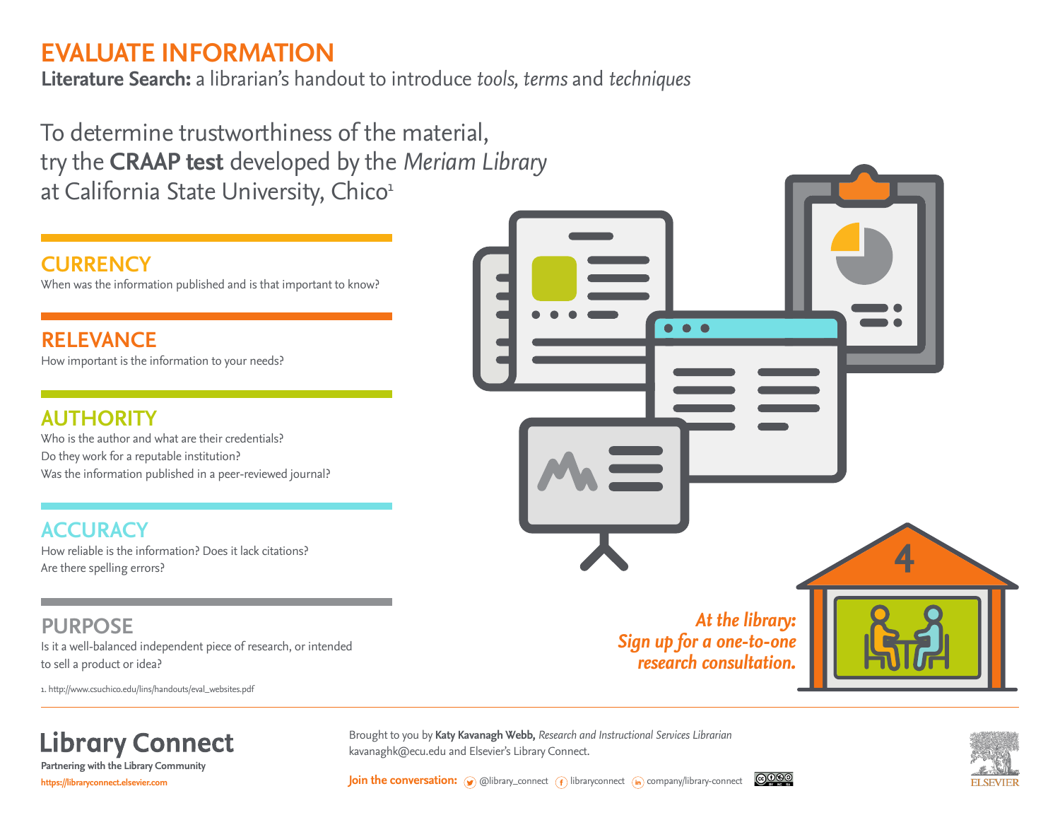# EVALUATE INFORMATION

**Literature Search:** a librarian's handout to introduce *tools, terms* and *techniques*

To determine trustworthiness of the material, try the **CRAAP test** developed by the *Meriam Library* at California State University, Chico[1]

## CURRENCY

When was the information published and is that important to know?

## RELEVANCE

How important is the information to your needs?

## AUTHORITY

Who is the author and what are their credentials?
Do they work for a reputable institution?
Was the information published in a peer-reviewed journal?

## ACCURACY

How reliable is the information? Does it lack citations?
Are there spelling errors?

## PURPOSE

Is it a well-balanced independent piece of research, or intended to sell a product or idea?

1. http://www.csuchico.edu/lins/handouts/eval_websites.pdf

4

***At the library: Sign up for a one-to-one research consultation.***

**Library Connect**
Partnering with the Library Community
https://libraryconnect.elsevier.com

Brought to you by **Katy Kavanagh Webb,** *Research and Instructional Services Librarian* kavanaghk@ecu.edu and Elsevier's Library Connect.

**Join the conversation:** @library_connect libraryconnect company/library-connect

ELSEVIER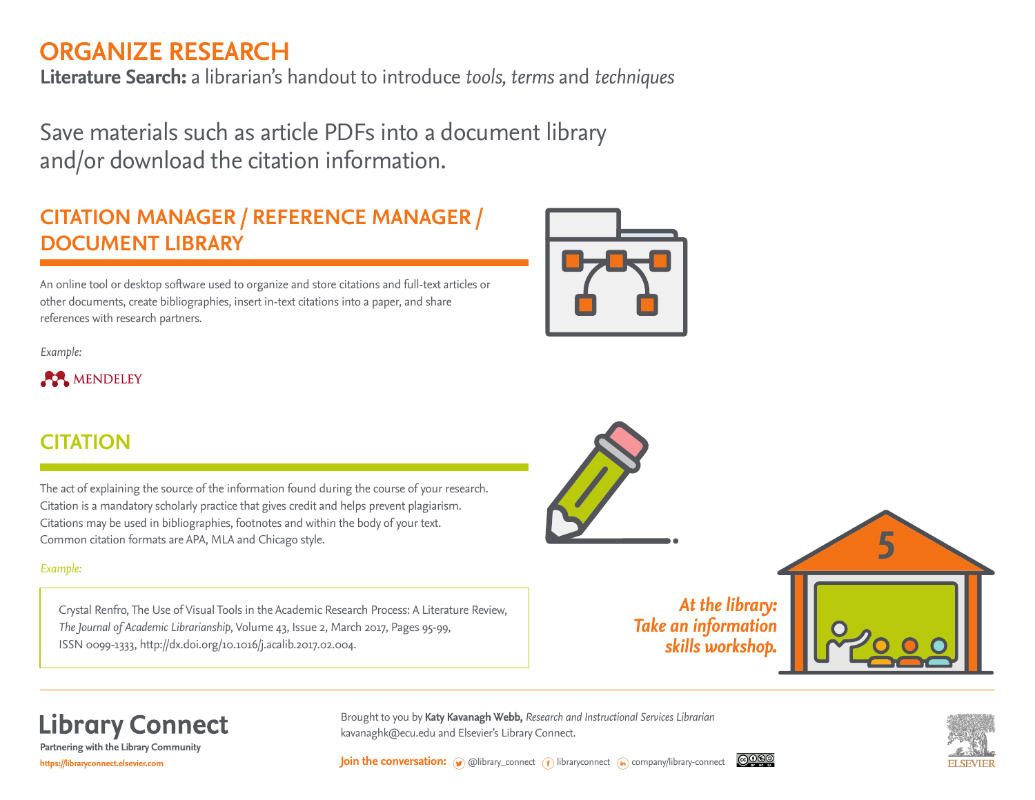# ORGANIZE RESEARCH

**Literature Search:** a librarian's handout to introduce *tools, terms* and *techniques*

Save materials such as article PDFs into a document library and/or download the citation information.

## CITATION MANAGER / REFERENCE MANAGER / DOCUMENT LIBRARY

An online tool or desktop software used to organize and store citations and full-text articles or other documents, create bibliographies, insert in-text citations into a paper, and share references with research partners.

*Example:*

MENDELEY

## CITATION

The act of explaining the source of the information found during the course of your research. Citation is a mandatory scholarly practice that gives credit and helps prevent plagiarism. Citations may be used in bibliographies, footnotes and within the body of your text. Common citation formats are APA, MLA and Chicago style.

*Example:*

> Crystal Renfro, The Use of Visual Tools in the Academic Research Process: A Literature Review, *The Journal of Academic Librarianship*, Volume 43, Issue 2, March 2017, Pages 95-99, ISSN 0099-1333, http://dx.doi.org/10.1016/j.acalib.2017.02.004.

5

***At the library: Take an information skills workshop.***

Library Connect

Partnering with the Library Community

https://libraryconnect.elsevier.com

Brought to you by **Katy Kavanagh Webb,** *Research and Instructional Services Librarian* kavanaghk@ecu.edu and Elsevier's Library Connect.

**Join the conversation:** @library_connect libraryconnect company/library-connect

ELSEVIER